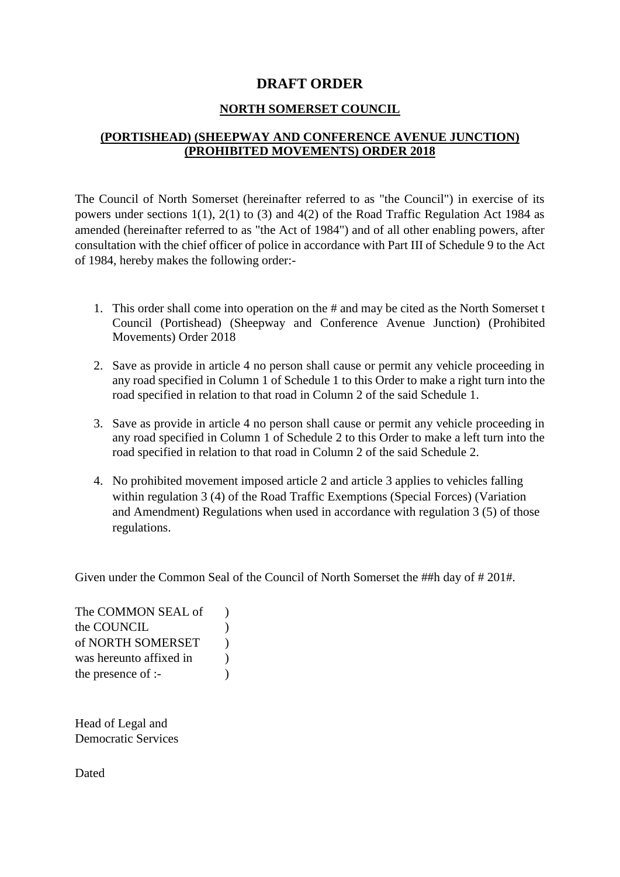# DRAFT ORDER

## NORTH SOMERSET COUNCIL

## (PORTISHEAD) (SHEEPWAY AND CONFERENCE AVENUE JUNCTION) (PROHIBITED MOVEMENTS) ORDER 2018

The Council of North Somerset (hereinafter referred to as "the Council") in exercise of its powers under sections 1(1), 2(1) to (3) and 4(2) of the Road Traffic Regulation Act 1984 as amended (hereinafter referred to as "the Act of 1984") and of all other enabling powers, after consultation with the chief officer of police in accordance with Part III of Schedule 9 to the Act of 1984, hereby makes the following order:-

1. This order shall come into operation on the # and may be cited as the North Somerset t Council (Portishead) (Sheepway and Conference Avenue Junction) (Prohibited Movements) Order 2018
2. Save as provide in article 4 no person shall cause or permit any vehicle proceeding in any road specified in Column 1 of Schedule 1 to this Order to make a right turn into the road specified in relation to that road in Column 2 of the said Schedule 1.
3. Save as provide in article 4 no person shall cause or permit any vehicle proceeding in any road specified in Column 1 of Schedule 2 to this Order to make a left turn into the road specified in relation to that road in Column 2 of the said Schedule 2.
4. No prohibited movement imposed article 2 and article 3 applies to vehicles falling within regulation 3 (4) of the Road Traffic Exemptions (Special Forces) (Variation and Amendment) Regulations when used in accordance with regulation 3 (5) of those regulations.

Given under the Common Seal of the Council of North Somerset the ##h day of # 201#.

The COMMON SEAL of )
the COUNCIL )
of NORTH SOMERSET )
was hereunto affixed in )
the presence of :- )

Head of Legal and
Democratic Services

Dated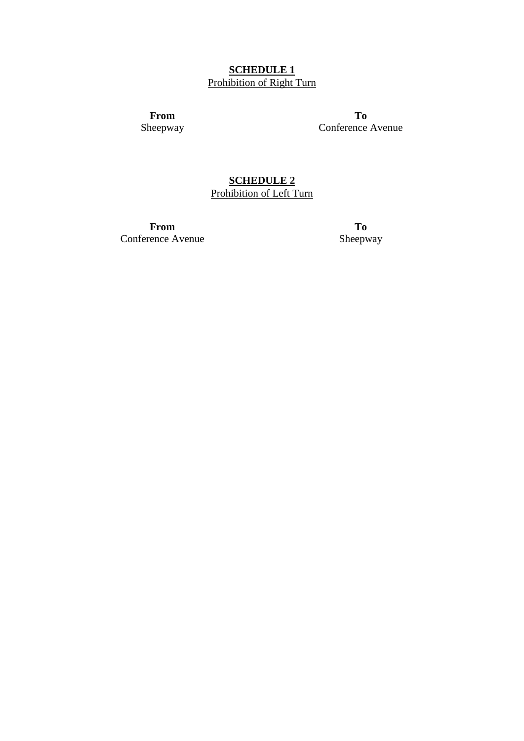## <u>SCHEDULE 1</u>

<u>Prohibition of Right Turn</u>

| From | To |
| --- | --- |
| Sheepway | Conference Avenue |

## <u>SCHEDULE 2</u>

<u>Prohibition of Left Turn</u>

| From | To |
| --- | --- |
| Conference Avenue | Sheepway |